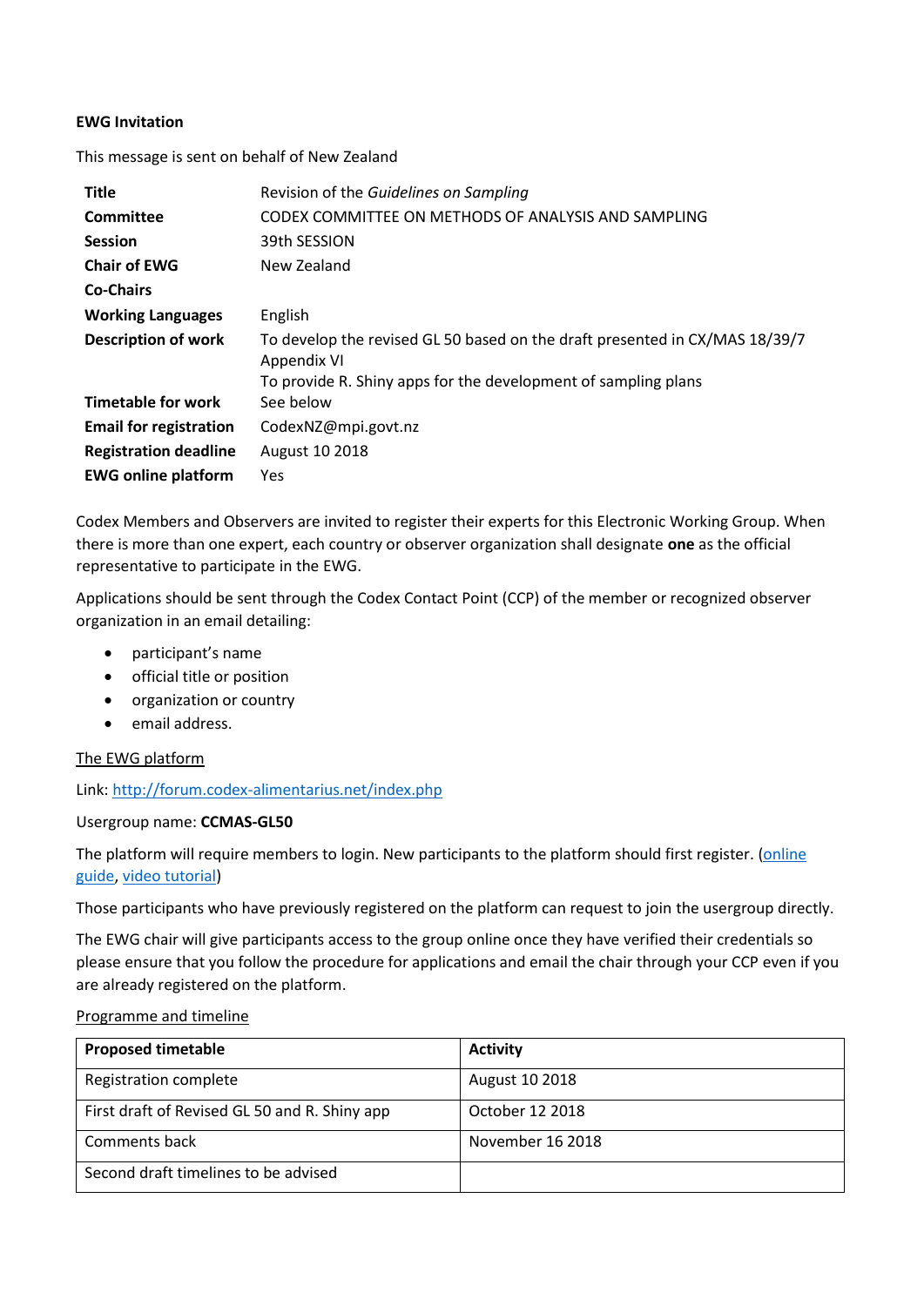**EWG Invitation**

This message is sent on behalf of New Zealand

| | |
|---|---|
| **Title** | Revision of the *Guidelines on Sampling* |
| **Committee** | CODEX COMMITTEE ON METHODS OF ANALYSIS AND SAMPLING |
| **Session** | 39th SESSION |
| **Chair of EWG** | New Zealand |
| **Co-Chairs** | |
| **Working Languages** | English |
| **Description of work** | To develop the revised GL 50 based on the draft presented in CX/MAS 18/39/7 Appendix VI<br>To provide R. Shiny apps for the development of sampling plans |
| **Timetable for work** | See below |
| **Email for registration** | CodexNZ@mpi.govt.nz |
| **Registration deadline** | August 10 2018 |
| **EWG online platform** | Yes |

Codex Members and Observers are invited to register their experts for this Electronic Working Group. When there is more than one expert, each country or observer organization shall designate **one** as the official representative to participate in the EWG.

Applications should be sent through the Codex Contact Point (CCP) of the member or recognized observer organization in an email detailing:

- participant's name
- official title or position
- organization or country
- email address.

The EWG platform

Link: [http://forum.codex-alimentarius.net/index.php](http://forum.codex-alimentarius.net/index.php)

Usergroup name: **CCMAS-GL50**

The platform will require members to login. New participants to the platform should first register. (online guide, video tutorial)

Those participants who have previously registered on the platform can request to join the usergroup directly.

The EWG chair will give participants access to the group online once they have verified their credentials so please ensure that you follow the procedure for applications and email the chair through your CCP even if you are already registered on the platform.

Programme and timeline

| **Proposed timetable** | **Activity** |
|---|---|
| Registration complete | August 10 2018 |
| First draft of Revised GL 50 and R. Shiny app | October 12 2018 |
| Comments back | November 16 2018 |
| Second draft timelines to be advised | |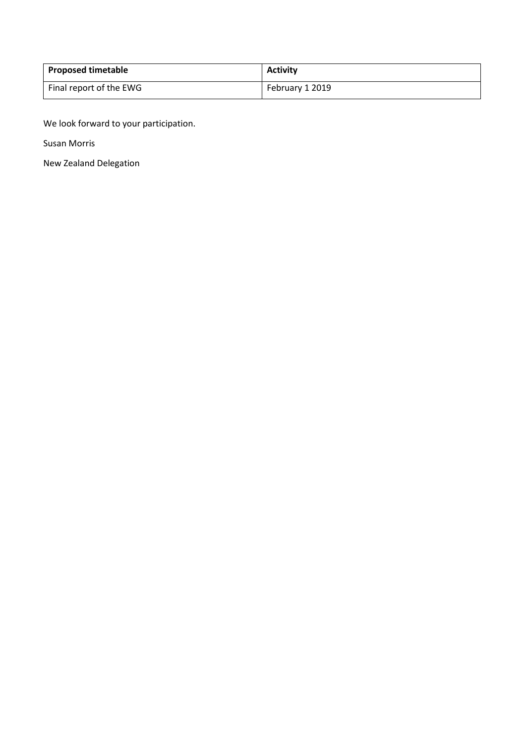| Proposed timetable | Activity |
| --- | --- |
| Final report of the EWG | February 1 2019 |

We look forward to your participation.

Susan Morris

New Zealand Delegation